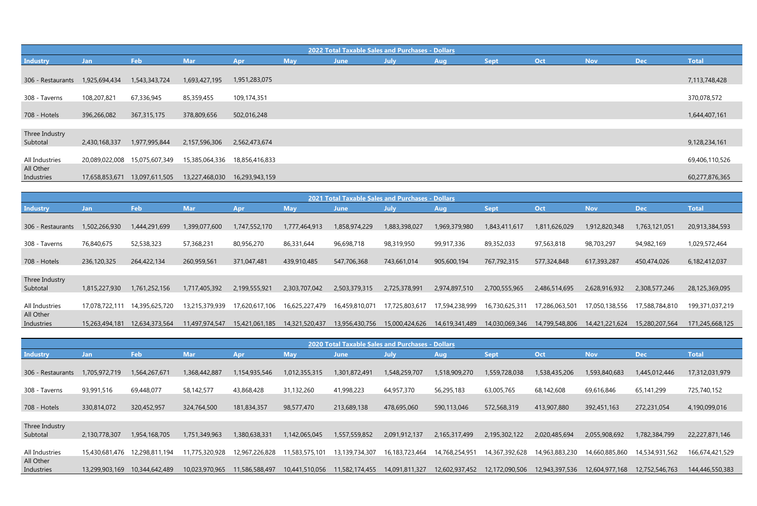## 2022 Total Taxable Sales and Purchases - Dollars

| Industry | Jan | Feb | Mar | Apr | May | June | July | Aug | Sept | Oct | Nov | Dec | Total |
|---|---|---|---|---|---|---|---|---|---|---|---|---|---|
| 306 - Restaurants | 1,925,694,434 | 1,543,343,724 | 1,693,427,195 | 1,951,283,075 | | | | | | | | | 7,113,748,428 |
| 308 - Taverns | 108,207,821 | 67,336,945 | 85,359,455 | 109,174,351 | | | | | | | | | 370,078,572 |
| 708 - Hotels | 396,266,082 | 367,315,175 | 378,809,656 | 502,016,248 | | | | | | | | | 1,644,407,161 |
| Three Industry Subtotal | 2,430,168,337 | 1,977,995,844 | 2,157,596,306 | 2,562,473,674 | | | | | | | | | 9,128,234,161 |
| All Industries | 20,089,022,008 | 15,075,607,349 | 15,385,064,336 | 18,856,416,833 | | | | | | | | | 69,406,110,526 |
| All Other Industries | 17,658,853,671 | 13,097,611,505 | 13,227,468,030 | 16,293,943,159 | | | | | | | | | 60,277,876,365 |

## 2021 Total Taxable Sales and Purchases - Dollars

| Industry | Jan | Feb | Mar | Apr | May | June | July | Aug | Sept | Oct | Nov | Dec | Total |
|---|---|---|---|---|---|---|---|---|---|---|---|---|---|
| 306 - Restaurants | 1,502,266,930 | 1,444,291,699 | 1,399,077,600 | 1,747,552,170 | 1,777,464,913 | 1,858,974,229 | 1,883,398,027 | 1,969,379,980 | 1,843,411,617 | 1,811,626,029 | 1,912,820,348 | 1,763,121,051 | 20,913,384,593 |
| 308 - Taverns | 76,840,675 | 52,538,323 | 57,368,231 | 80,956,270 | 86,331,644 | 96,698,718 | 98,319,950 | 99,917,336 | 89,352,033 | 97,563,818 | 98,703,297 | 94,982,169 | 1,029,572,464 |
| 708 - Hotels | 236,120,325 | 264,422,134 | 260,959,561 | 371,047,481 | 439,910,485 | 547,706,368 | 743,661,014 | 905,600,194 | 767,792,315 | 577,324,848 | 617,393,287 | 450,474,026 | 6,182,412,037 |
| Three Industry Subtotal | 1,815,227,930 | 1,761,252,156 | 1,717,405,392 | 2,199,555,921 | 2,303,707,042 | 2,503,379,315 | 2,725,378,991 | 2,974,897,510 | 2,700,555,965 | 2,486,514,695 | 2,628,916,932 | 2,308,577,246 | 28,125,369,095 |
| All Industries | 17,078,722,111 | 14,395,625,720 | 13,215,379,939 | 17,620,617,106 | 16,625,227,479 | 16,459,810,071 | 17,725,803,617 | 17,594,238,999 | 16,730,625,311 | 17,286,063,501 | 17,050,138,556 | 17,588,784,810 | 199,371,037,219 |
| All Other Industries | 15,263,494,181 | 12,634,373,564 | 11,497,974,547 | 15,421,061,185 | 14,321,520,437 | 13,956,430,756 | 15,000,424,626 | 14,619,341,489 | 14,030,069,346 | 14,799,548,806 | 14,421,221,624 | 15,280,207,564 | 171,245,668,125 |

## 2020 Total Taxable Sales and Purchases - Dollars

| Industry | Jan | Feb | Mar | Apr | May | June | July | Aug | Sept | Oct | Nov | Dec | Total |
|---|---|---|---|---|---|---|---|---|---|---|---|---|---|
| 306 - Restaurants | 1,705,972,719 | 1,564,267,671 | 1,368,442,887 | 1,154,935,546 | 1,012,355,315 | 1,301,872,491 | 1,548,259,707 | 1,518,909,270 | 1,559,728,038 | 1,538,435,206 | 1,593,840,683 | 1,445,012,446 | 17,312,031,979 |
| 308 - Taverns | 93,991,516 | 69,448,077 | 58,142,577 | 43,868,428 | 31,132,260 | 41,998,223 | 64,957,370 | 56,295,183 | 63,005,765 | 68,142,608 | 69,616,846 | 65,141,299 | 725,740,152 |
| 708 - Hotels | 330,814,072 | 320,452,957 | 324,764,500 | 181,834,357 | 98,577,470 | 213,689,138 | 478,695,060 | 590,113,046 | 572,568,319 | 413,907,880 | 392,451,163 | 272,231,054 | 4,190,099,016 |
| Three Industry Subtotal | 2,130,778,307 | 1,954,168,705 | 1,751,349,963 | 1,380,638,331 | 1,142,065,045 | 1,557,559,852 | 2,091,912,137 | 2,165,317,499 | 2,195,302,122 | 2,020,485,694 | 2,055,908,692 | 1,782,384,799 | 22,227,871,146 |
| All Industries | 15,430,681,476 | 12,298,811,194 | 11,775,320,928 | 12,967,226,828 | 11,583,575,101 | 13,139,734,307 | 16,183,723,464 | 14,768,254,951 | 14,367,392,628 | 14,963,883,230 | 14,660,885,860 | 14,534,931,562 | 166,674,421,529 |
| All Other Industries | 13,299,903,169 | 10,344,642,489 | 10,023,970,965 | 11,586,588,497 | 10,441,510,056 | 11,582,174,455 | 14,091,811,327 | 12,602,937,452 | 12,172,090,506 | 12,943,397,536 | 12,604,977,168 | 12,752,546,763 | 144,446,550,383 |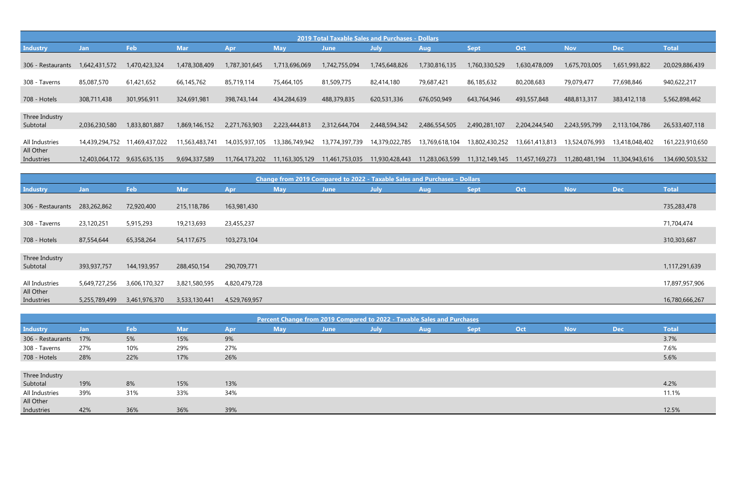| 2019 Total Taxable Sales and Purchases - Dollars | | | | | | | | | | | | | |
|---|---|---|---|---|---|---|---|---|---|---|---|---|---|
| **Industry** | **Jan** | **Feb** | **Mar** | **Apr** | **May** | **June** | **July** | **Aug** | **Sept** | **Oct** | **Nov** | **Dec** | **Total** |
| 306 - Restaurants | 1,642,431,572 | 1,470,423,324 | 1,478,308,409 | 1,787,301,645 | 1,713,696,069 | 1,742,755,094 | 1,745,648,826 | 1,730,816,135 | 1,760,330,529 | 1,630,478,009 | 1,675,703,005 | 1,651,993,822 | 20,029,886,439 |
| 308 - Taverns | 85,087,570 | 61,421,652 | 66,145,762 | 85,719,114 | 75,464,105 | 81,509,775 | 82,414,180 | 79,687,421 | 86,185,632 | 80,208,683 | 79,079,477 | 77,698,846 | 940,622,217 |
| 708 - Hotels | 308,711,438 | 301,956,911 | 324,691,981 | 398,743,144 | 434,284,639 | 488,379,835 | 620,531,336 | 676,050,949 | 643,764,946 | 493,557,848 | 488,813,317 | 383,412,118 | 5,562,898,462 |
| Three Industry Subtotal | 2,036,230,580 | 1,833,801,887 | 1,869,146,152 | 2,271,763,903 | 2,223,444,813 | 2,312,644,704 | 2,448,594,342 | 2,486,554,505 | 2,490,281,107 | 2,204,244,540 | 2,243,595,799 | 2,113,104,786 | 26,533,407,118 |
| All Industries | 14,439,294,752 | 11,469,437,022 | 11,563,483,741 | 14,035,937,105 | 13,386,749,942 | 13,774,397,739 | 14,379,022,785 | 13,769,618,104 | 13,802,430,252 | 13,661,413,813 | 13,524,076,993 | 13,418,048,402 | 161,223,910,650 |
| All Other Industries | 12,403,064,172 | 9,635,635,135 | 9,694,337,589 | 11,764,173,202 | 11,163,305,129 | 11,461,753,035 | 11,930,428,443 | 11,283,063,599 | 11,312,149,145 | 11,457,169,273 | 11,280,481,194 | 11,304,943,616 | 134,690,503,532 |

| Change from 2019 Compared to 2022 - Taxable Sales and Purchases - Dollars | | | | | | | | | | | | | |
|---|---|---|---|---|---|---|---|---|---|---|---|---|---|
| **Industry** | **Jan** | **Feb** | **Mar** | **Apr** | **May** | **June** | **July** | **Aug** | **Sept** | **Oct** | **Nov** | **Dec** | **Total** |
| 306 - Restaurants | 283,262,862 | 72,920,400 | 215,118,786 | 163,981,430 | | | | | | | | | 735,283,478 |
| 308 - Taverns | 23,120,251 | 5,915,293 | 19,213,693 | 23,455,237 | | | | | | | | | 71,704,474 |
| 708 - Hotels | 87,554,644 | 65,358,264 | 54,117,675 | 103,273,104 | | | | | | | | | 310,303,687 |
| Three Industry Subtotal | 393,937,757 | 144,193,957 | 288,450,154 | 290,709,771 | | | | | | | | | 1,117,291,639 |
| All Industries | 5,649,727,256 | 3,606,170,327 | 3,821,580,595 | 4,820,479,728 | | | | | | | | | 17,897,957,906 |
| All Other Industries | 5,255,789,499 | 3,461,976,370 | 3,533,130,441 | 4,529,769,957 | | | | | | | | | 16,780,666,267 |

| Percent Change from 2019 Compared to 2022 - Taxable Sales and Purchases | | | | | | | | | | | | | |
|---|---|---|---|---|---|---|---|---|---|---|---|---|---|
| **Industry** | **Jan** | **Feb** | **Mar** | **Apr** | **May** | **June** | **July** | **Aug** | **Sept** | **Oct** | **Nov** | **Dec** | **Total** |
| 306 - Restaurants | 17% | 5% | 15% | 9% | | | | | | | | | 3.7% |
| 308 - Taverns | 27% | 10% | 29% | 27% | | | | | | | | | 7.6% |
| 708 - Hotels | 28% | 22% | 17% | 26% | | | | | | | | | 5.6% |
| Three Industry Subtotal | 19% | 8% | 15% | 13% | | | | | | | | | 4.2% |
| All Industries | 39% | 31% | 33% | 34% | | | | | | | | | 11.1% |
| All Other Industries | 42% | 36% | 36% | 39% | | | | | | | | | 12.5% |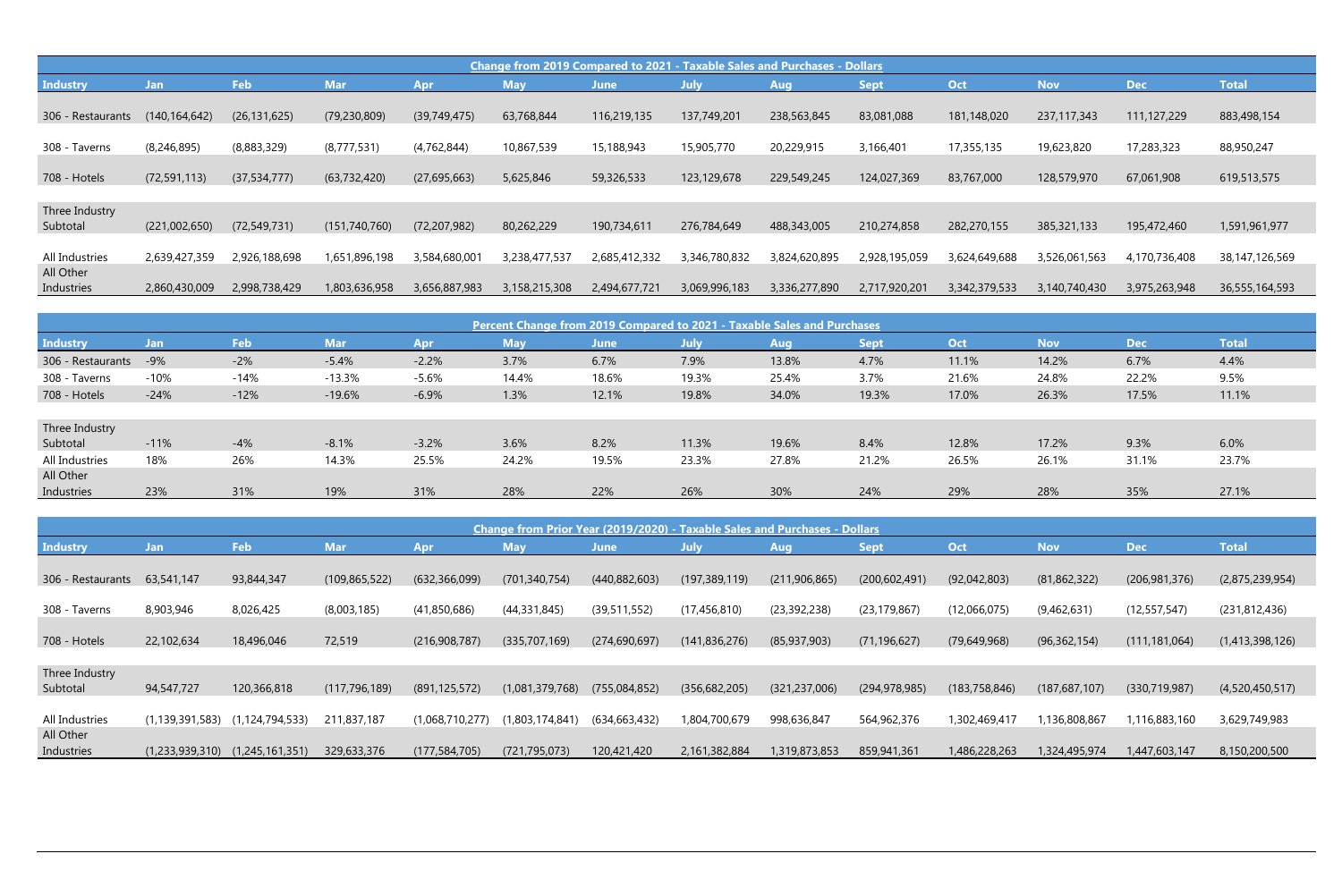## Change from 2019 Compared to 2021 - Taxable Sales and Purchases - Dollars

| Industry | Jan | Feb | Mar | Apr | May | June | July | Aug | Sept | Oct | Nov | Dec | Total |
|---|---|---|---|---|---|---|---|---|---|---|---|---|---|
| 306 - Restaurants | (140,164,642) | (26,131,625) | (79,230,809) | (39,749,475) | 63,768,844 | 116,219,135 | 137,749,201 | 238,563,845 | 83,081,088 | 181,148,020 | 237,117,343 | 111,127,229 | 883,498,154 |
| 308 - Taverns | (8,246,895) | (8,883,329) | (8,777,531) | (4,762,844) | 10,867,539 | 15,188,943 | 15,905,770 | 20,229,915 | 3,166,401 | 17,355,135 | 19,623,820 | 17,283,323 | 88,950,247 |
| 708 - Hotels | (72,591,113) | (37,534,777) | (63,732,420) | (27,695,663) | 5,625,846 | 59,326,533 | 123,129,678 | 229,549,245 | 124,027,369 | 83,767,000 | 128,579,970 | 67,061,908 | 619,513,575 |
| Three Industry Subtotal | (221,002,650) | (72,549,731) | (151,740,760) | (72,207,982) | 80,262,229 | 190,734,611 | 276,784,649 | 488,343,005 | 210,274,858 | 282,270,155 | 385,321,133 | 195,472,460 | 1,591,961,977 |
| All Industries | 2,639,427,359 | 2,926,188,698 | 1,651,896,198 | 3,584,680,001 | 3,238,477,537 | 2,685,412,332 | 3,346,780,832 | 3,824,620,895 | 2,928,195,059 | 3,624,649,688 | 3,526,061,563 | 4,170,736,408 | 38,147,126,569 |
| All Other Industries | 2,860,430,009 | 2,998,738,429 | 1,803,636,958 | 3,656,887,983 | 3,158,215,308 | 2,494,677,721 | 3,069,996,183 | 3,336,277,890 | 2,717,920,201 | 3,342,379,533 | 3,140,740,430 | 3,975,263,948 | 36,555,164,593 |

## Percent Change from 2019 Compared to 2021 - Taxable Sales and Purchases

| Industry | Jan | Feb | Mar | Apr | May | June | July | Aug | Sept | Oct | Nov | Dec | Total |
|---|---|---|---|---|---|---|---|---|---|---|---|---|---|
| 306 - Restaurants | -9% | -2% | -5.4% | -2.2% | 3.7% | 6.7% | 7.9% | 13.8% | 4.7% | 11.1% | 14.2% | 6.7% | 4.4% |
| 308 - Taverns | -10% | -14% | -13.3% | -5.6% | 14.4% | 18.6% | 19.3% | 25.4% | 3.7% | 21.6% | 24.8% | 22.2% | 9.5% |
| 708 - Hotels | -24% | -12% | -19.6% | -6.9% | 1.3% | 12.1% | 19.8% | 34.0% | 19.3% | 17.0% | 26.3% | 17.5% | 11.1% |
| Three Industry Subtotal | -11% | -4% | -8.1% | -3.2% | 3.6% | 8.2% | 11.3% | 19.6% | 8.4% | 12.8% | 17.2% | 9.3% | 6.0% |
| All Industries | 18% | 26% | 14.3% | 25.5% | 24.2% | 19.5% | 23.3% | 27.8% | 21.2% | 26.5% | 26.1% | 31.1% | 23.7% |
| All Other Industries | 23% | 31% | 19% | 31% | 28% | 22% | 26% | 30% | 24% | 29% | 28% | 35% | 27.1% |

## Change from Prior Year (2019/2020) - Taxable Sales and Purchases - Dollars

| Industry | Jan | Feb | Mar | Apr | May | June | July | Aug | Sept | Oct | Nov | Dec | Total |
|---|---|---|---|---|---|---|---|---|---|---|---|---|---|
| 306 - Restaurants | 63,541,147 | 93,844,347 | (109,865,522) | (632,366,099) | (701,340,754) | (440,882,603) | (197,389,119) | (211,906,865) | (200,602,491) | (92,042,803) | (81,862,322) | (206,981,376) | (2,875,239,954) |
| 308 - Taverns | 8,903,946 | 8,026,425 | (8,003,185) | (41,850,686) | (44,331,845) | (39,511,552) | (17,456,810) | (23,392,238) | (23,179,867) | (12,066,075) | (9,462,631) | (12,557,547) | (231,812,436) |
| 708 - Hotels | 22,102,634 | 18,496,046 | 72,519 | (216,908,787) | (335,707,169) | (274,690,697) | (141,836,276) | (85,937,903) | (71,196,627) | (79,649,968) | (96,362,154) | (111,181,064) | (1,413,398,126) |
| Three Industry Subtotal | 94,547,727 | 120,366,818 | (117,796,189) | (891,125,572) | (1,081,379,768) | (755,084,852) | (356,682,205) | (321,237,006) | (294,978,985) | (183,758,846) | (187,687,107) | (330,719,987) | (4,520,450,517) |
| All Industries | (1,139,391,583) | (1,124,794,533) | 211,837,187 | (1,068,710,277) | (1,803,174,841) | (634,663,432) | 1,804,700,679 | 998,636,847 | 564,962,376 | 1,302,469,417 | 1,136,808,867 | 1,116,883,160 | 3,629,749,983 |
| All Other Industries | (1,233,939,310) | (1,245,161,351) | 329,633,376 | (177,584,705) | (721,795,073) | 120,421,420 | 2,161,382,884 | 1,319,873,853 | 859,941,361 | 1,486,228,263 | 1,324,495,974 | 1,447,603,147 | 8,150,200,500 |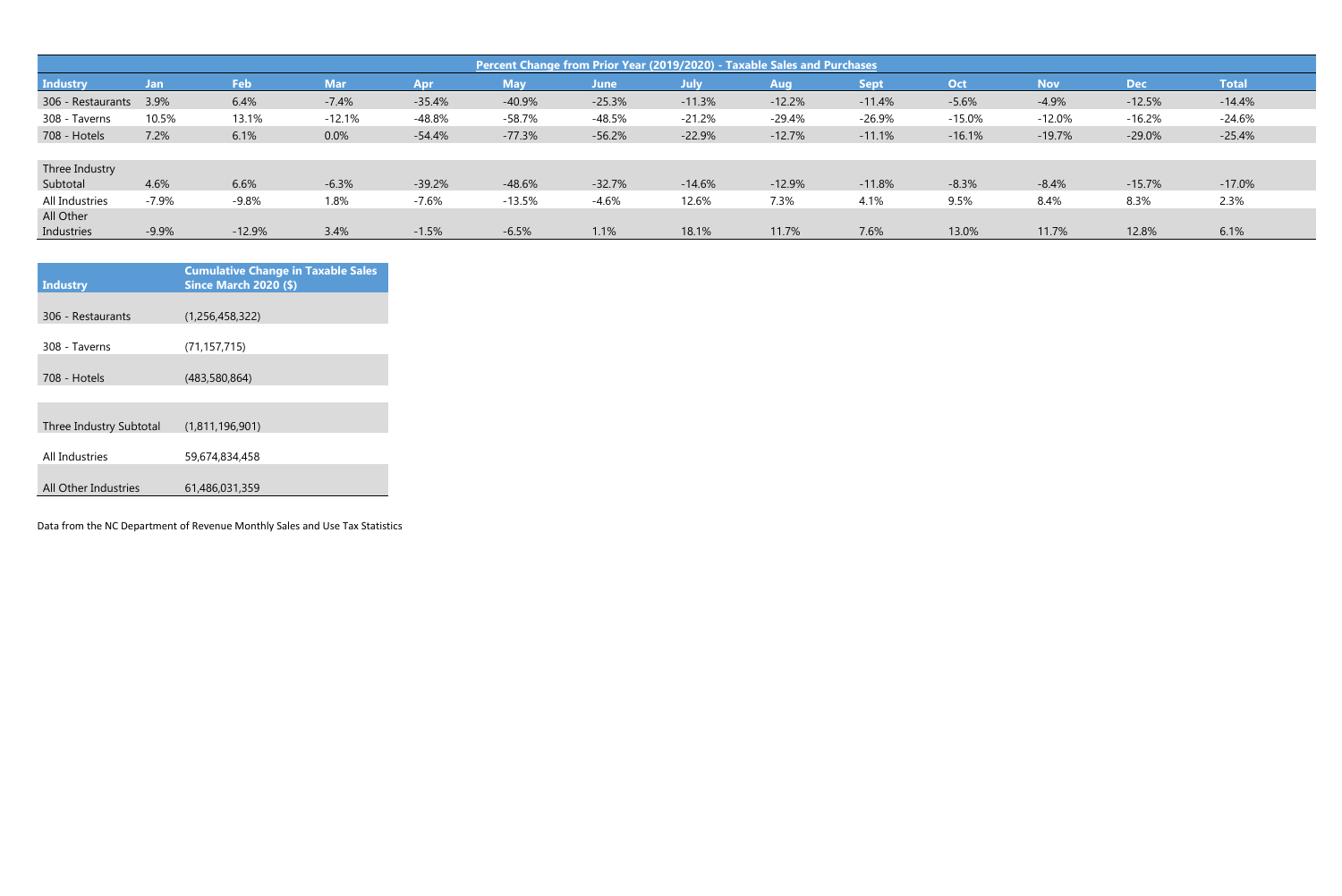| Percent Change from Prior Year (2019/2020) - Taxable Sales and Purchases | | | | | | | | | | | | | |
|---|---|---|---|---|---|---|---|---|---|---|---|---|---|
| Industry | Jan | Feb | Mar | Apr | May | June | July | Aug | Sept | Oct | Nov | Dec | Total |
| 306 - Restaurants | 3.9% | 6.4% | -7.4% | -35.4% | -40.9% | -25.3% | -11.3% | -12.2% | -11.4% | -5.6% | -4.9% | -12.5% | -14.4% |
| 308 - Taverns | 10.5% | 13.1% | -12.1% | -48.8% | -58.7% | -48.5% | -21.2% | -29.4% | -26.9% | -15.0% | -12.0% | -16.2% | -24.6% |
| 708 - Hotels | 7.2% | 6.1% | 0.0% | -54.4% | -77.3% | -56.2% | -22.9% | -12.7% | -11.1% | -16.1% | -19.7% | -29.0% | -25.4% |
| | | | | | | | | | | | | | |
| Three Industry Subtotal | 4.6% | 6.6% | -6.3% | -39.2% | -48.6% | -32.7% | -14.6% | -12.9% | -11.8% | -8.3% | -8.4% | -15.7% | -17.0% |
| All Industries | -7.9% | -9.8% | 1.8% | -7.6% | -13.5% | -4.6% | 12.6% | 7.3% | 4.1% | 9.5% | 8.4% | 8.3% | 2.3% |
| All Other Industries | -9.9% | -12.9% | 3.4% | -1.5% | -6.5% | 1.1% | 18.1% | 11.7% | 7.6% | 13.0% | 11.7% | 12.8% | 6.1% |

| Industry | Cumulative Change in Taxable Sales Since March 2020 ($) |
|---|---|
| 306 - Restaurants | (1,256,458,322) |
| 308 - Taverns | (71,157,715) |
| 708 - Hotels | (483,580,864) |
| | |
| Three Industry Subtotal | (1,811,196,901) |
| All Industries | 59,674,834,458 |
| All Other Industries | 61,486,031,359 |

Data from the NC Department of Revenue Monthly Sales and Use Tax Statistics